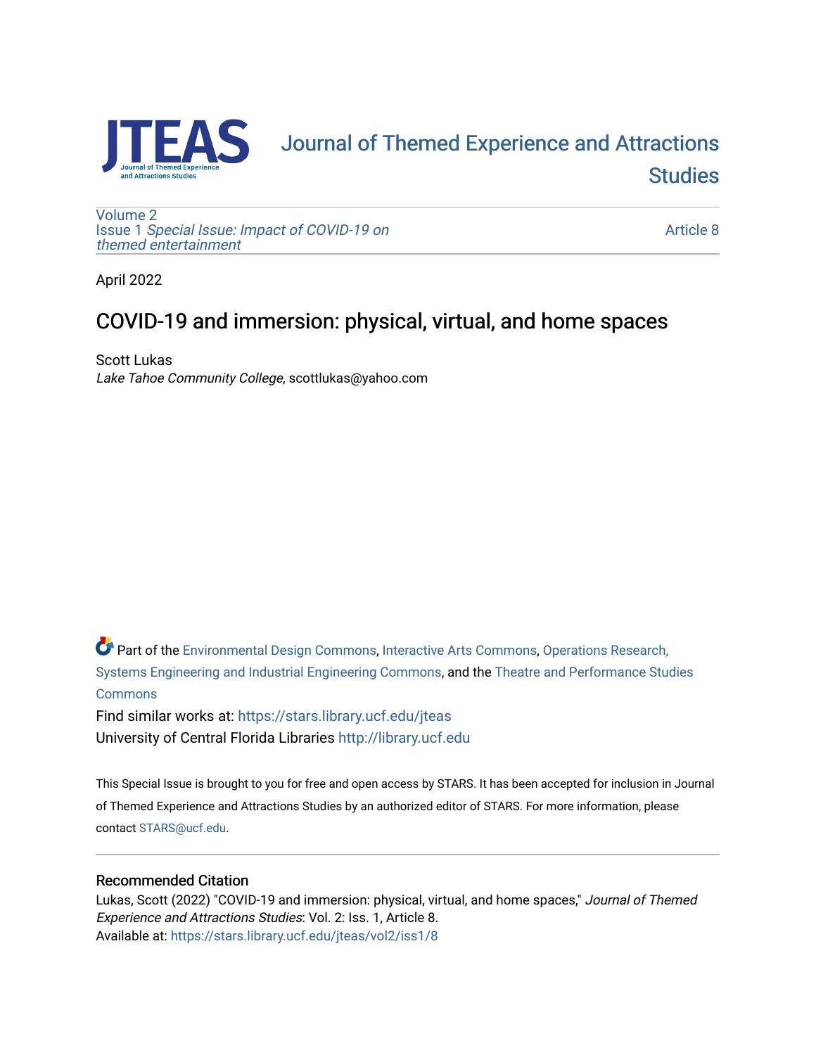# Journal of Themed Experience and Attractions Studies

Volume 2
Issue 1 *Special Issue: Impact of COVID-19 on themed entertainment*

Article 8

April 2022

## COVID-19 and immersion: physical, virtual, and home spaces

Scott Lukas
*Lake Tahoe Community College*, scottlukas@yahoo.com

Part of the Environmental Design Commons, Interactive Arts Commons, Operations Research, Systems Engineering and Industrial Engineering Commons, and the Theatre and Performance Studies Commons

Find similar works at: https://stars.library.ucf.edu/jteas
University of Central Florida Libraries http://library.ucf.edu

This Special Issue is brought to you for free and open access by STARS. It has been accepted for inclusion in Journal of Themed Experience and Attractions Studies by an authorized editor of STARS. For more information, please contact STARS@ucf.edu.

### Recommended Citation

Lukas, Scott (2022) "COVID-19 and immersion: physical, virtual, and home spaces," *Journal of Themed Experience and Attractions Studies*: Vol. 2: Iss. 1, Article 8.
Available at: https://stars.library.ucf.edu/jteas/vol2/iss1/8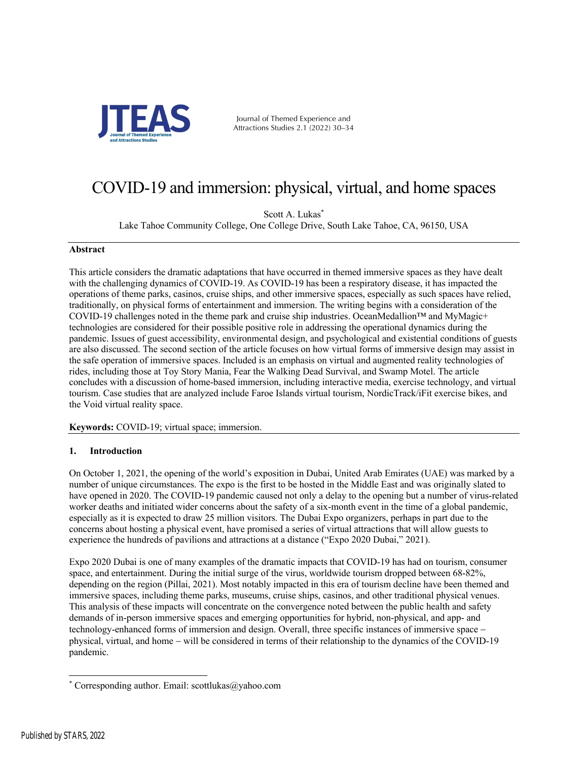# COVID-19 and immersion: physical, virtual, and home spaces

Scott A. Lukas*

Lake Tahoe Community College, One College Drive, South Lake Tahoe, CA, 96150, USA

### Abstract

This article considers the dramatic adaptations that have occurred in themed immersive spaces as they have dealt with the challenging dynamics of COVID-19. As COVID-19 has been a respiratory disease, it has impacted the operations of theme parks, casinos, cruise ships, and other immersive spaces, especially as such spaces have relied, traditionally, on physical forms of entertainment and immersion. The writing begins with a consideration of the COVID-19 challenges noted in the theme park and cruise ship industries. OceanMedallion™ and MyMagic+ technologies are considered for their possible positive role in addressing the operational dynamics during the pandemic. Issues of guest accessibility, environmental design, and psychological and existential conditions of guests are also discussed. The second section of the article focuses on how virtual forms of immersive design may assist in the safe operation of immersive spaces. Included is an emphasis on virtual and augmented reality technologies of rides, including those at Toy Story Mania, Fear the Walking Dead Survival, and Swamp Motel. The article concludes with a discussion of home-based immersion, including interactive media, exercise technology, and virtual tourism. Case studies that are analyzed include Faroe Islands virtual tourism, NordicTrack/iFit exercise bikes, and the Void virtual reality space.

**Keywords:** COVID-19; virtual space; immersion.

## 1. Introduction

On October 1, 2021, the opening of the world's exposition in Dubai, United Arab Emirates (UAE) was marked by a number of unique circumstances. The expo is the first to be hosted in the Middle East and was originally slated to have opened in 2020. The COVID-19 pandemic caused not only a delay to the opening but a number of virus-related worker deaths and initiated wider concerns about the safety of a six-month event in the time of a global pandemic, especially as it is expected to draw 25 million visitors. The Dubai Expo organizers, perhaps in part due to the concerns about hosting a physical event, have promised a series of virtual attractions that will allow guests to experience the hundreds of pavilions and attractions at a distance ("Expo 2020 Dubai," 2021).

Expo 2020 Dubai is one of many examples of the dramatic impacts that COVID-19 has had on tourism, consumer space, and entertainment. During the initial surge of the virus, worldwide tourism dropped between 68-82%, depending on the region (Pillai, 2021). Most notably impacted in this era of tourism decline have been themed and immersive spaces, including theme parks, museums, cruise ships, casinos, and other traditional physical venues. This analysis of these impacts will concentrate on the convergence noted between the public health and safety demands of in-person immersive spaces and emerging opportunities for hybrid, non-physical, and app- and technology-enhanced forms of immersion and design. Overall, three specific instances of immersive space – physical, virtual, and home – will be considered in terms of their relationship to the dynamics of the COVID-19 pandemic.

* Corresponding author. Email: scottlukas@yahoo.com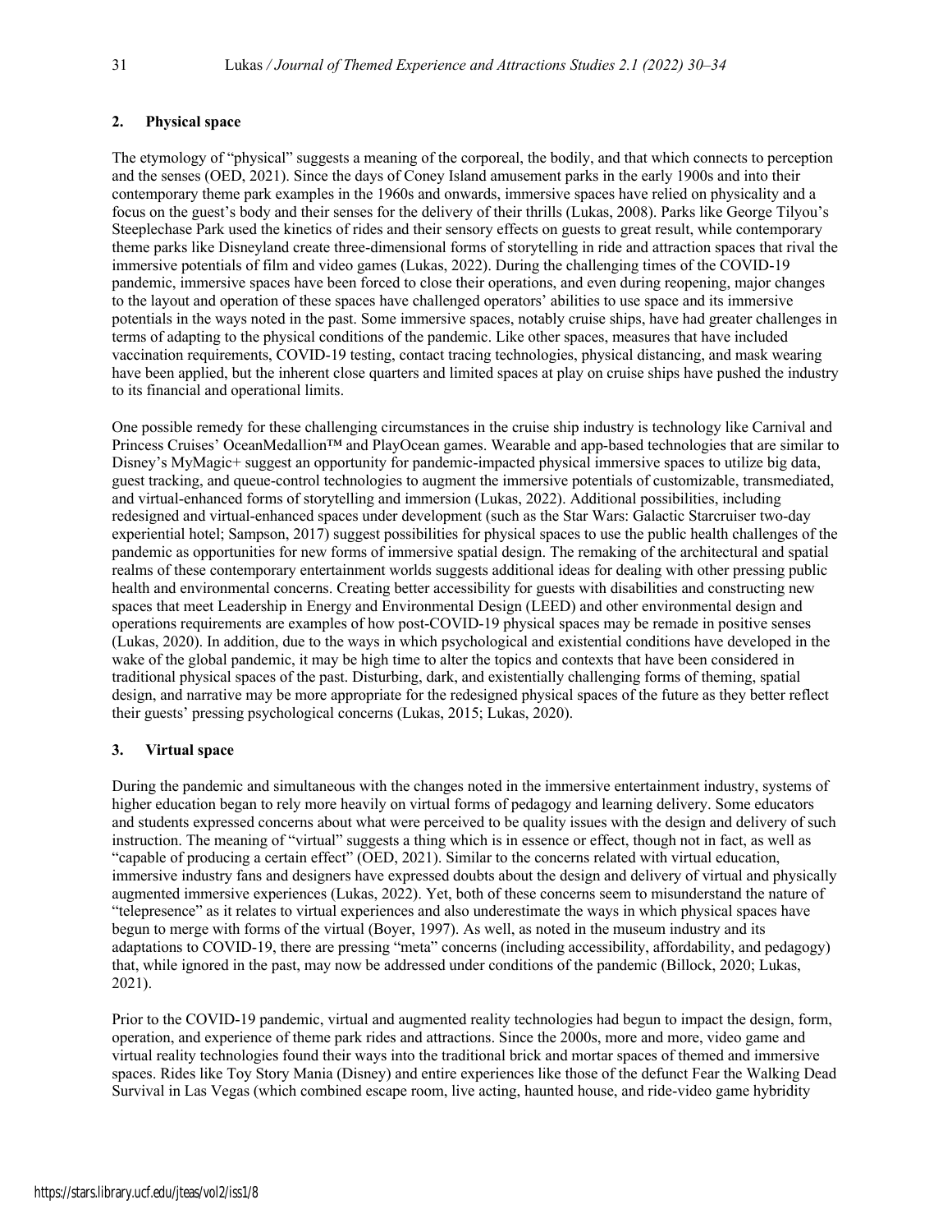## 2. Physical space

The etymology of "physical" suggests a meaning of the corporeal, the bodily, and that which connects to perception and the senses (OED, 2021). Since the days of Coney Island amusement parks in the early 1900s and into their contemporary theme park examples in the 1960s and onwards, immersive spaces have relied on physicality and a focus on the guest's body and their senses for the delivery of their thrills (Lukas, 2008). Parks like George Tilyou's Steeplechase Park used the kinetics of rides and their sensory effects on guests to great result, while contemporary theme parks like Disneyland create three-dimensional forms of storytelling in ride and attraction spaces that rival the immersive potentials of film and video games (Lukas, 2022). During the challenging times of the COVID-19 pandemic, immersive spaces have been forced to close their operations, and even during reopening, major changes to the layout and operation of these spaces have challenged operators' abilities to use space and its immersive potentials in the ways noted in the past. Some immersive spaces, notably cruise ships, have had greater challenges in terms of adapting to the physical conditions of the pandemic. Like other spaces, measures that have included vaccination requirements, COVID-19 testing, contact tracing technologies, physical distancing, and mask wearing have been applied, but the inherent close quarters and limited spaces at play on cruise ships have pushed the industry to its financial and operational limits.

One possible remedy for these challenging circumstances in the cruise ship industry is technology like Carnival and Princess Cruises' OceanMedallion™ and PlayOcean games. Wearable and app-based technologies that are similar to Disney's MyMagic+ suggest an opportunity for pandemic-impacted physical immersive spaces to utilize big data, guest tracking, and queue-control technologies to augment the immersive potentials of customizable, transmediated, and virtual-enhanced forms of storytelling and immersion (Lukas, 2022). Additional possibilities, including redesigned and virtual-enhanced spaces under development (such as the Star Wars: Galactic Starcruiser two-day experiential hotel; Sampson, 2017) suggest possibilities for physical spaces to use the public health challenges of the pandemic as opportunities for new forms of immersive spatial design. The remaking of the architectural and spatial realms of these contemporary entertainment worlds suggests additional ideas for dealing with other pressing public health and environmental concerns. Creating better accessibility for guests with disabilities and constructing new spaces that meet Leadership in Energy and Environmental Design (LEED) and other environmental design and operations requirements are examples of how post-COVID-19 physical spaces may be remade in positive senses (Lukas, 2020). In addition, due to the ways in which psychological and existential conditions have developed in the wake of the global pandemic, it may be high time to alter the topics and contexts that have been considered in traditional physical spaces of the past. Disturbing, dark, and existentially challenging forms of theming, spatial design, and narrative may be more appropriate for the redesigned physical spaces of the future as they better reflect their guests' pressing psychological concerns (Lukas, 2015; Lukas, 2020).

## 3. Virtual space

During the pandemic and simultaneous with the changes noted in the immersive entertainment industry, systems of higher education began to rely more heavily on virtual forms of pedagogy and learning delivery. Some educators and students expressed concerns about what were perceived to be quality issues with the design and delivery of such instruction. The meaning of "virtual" suggests a thing which is in essence or effect, though not in fact, as well as "capable of producing a certain effect" (OED, 2021). Similar to the concerns related with virtual education, immersive industry fans and designers have expressed doubts about the design and delivery of virtual and physically augmented immersive experiences (Lukas, 2022). Yet, both of these concerns seem to misunderstand the nature of "telepresence" as it relates to virtual experiences and also underestimate the ways in which physical spaces have begun to merge with forms of the virtual (Boyer, 1997). As well, as noted in the museum industry and its adaptations to COVID-19, there are pressing "meta" concerns (including accessibility, affordability, and pedagogy) that, while ignored in the past, may now be addressed under conditions of the pandemic (Billock, 2020; Lukas, 2021).

Prior to the COVID-19 pandemic, virtual and augmented reality technologies had begun to impact the design, form, operation, and experience of theme park rides and attractions. Since the 2000s, more and more, video game and virtual reality technologies found their ways into the traditional brick and mortar spaces of themed and immersive spaces. Rides like Toy Story Mania (Disney) and entire experiences like those of the defunct Fear the Walking Dead Survival in Las Vegas (which combined escape room, live acting, haunted house, and ride-video game hybridity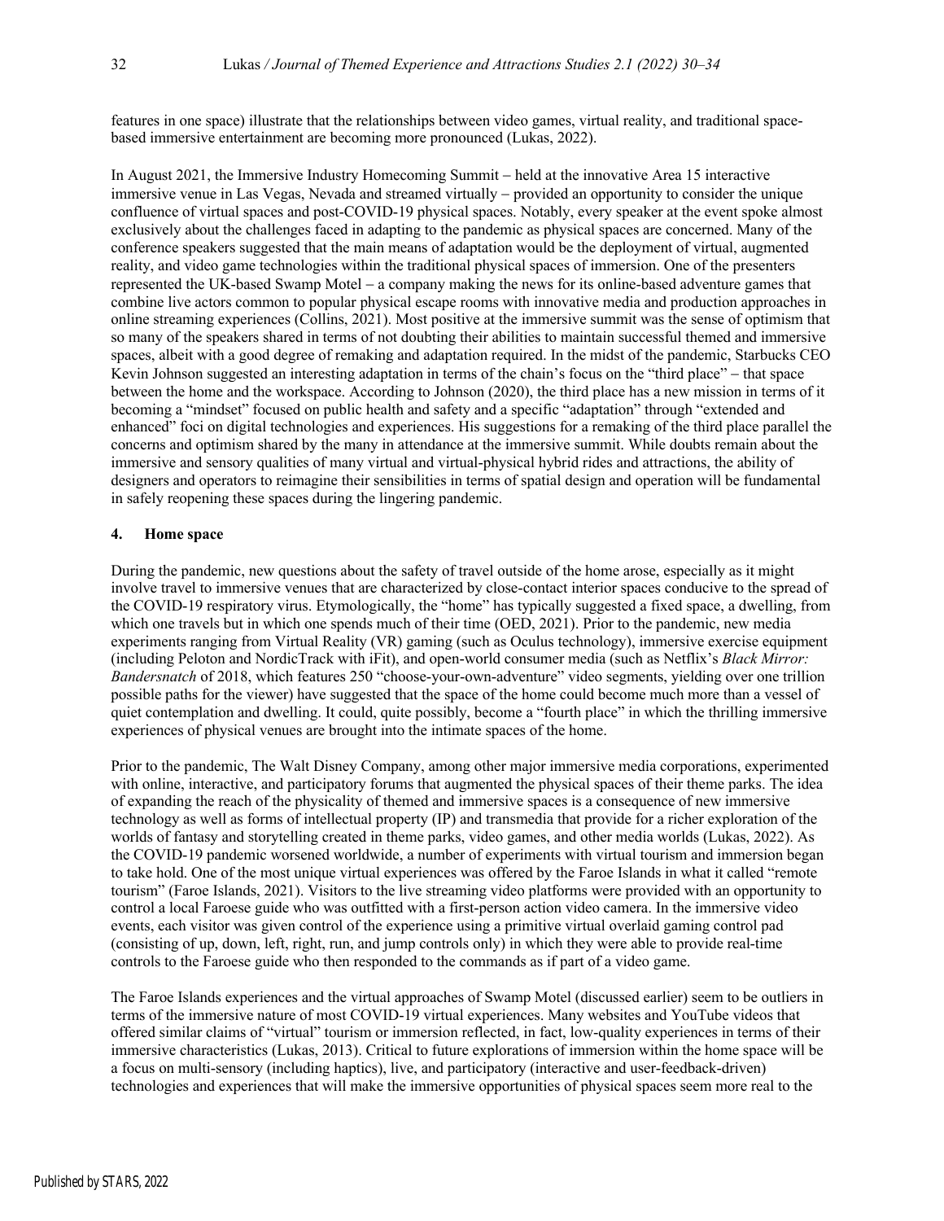features in one space) illustrate that the relationships between video games, virtual reality, and traditional space-based immersive entertainment are becoming more pronounced (Lukas, 2022).

In August 2021, the Immersive Industry Homecoming Summit – held at the innovative Area 15 interactive immersive venue in Las Vegas, Nevada and streamed virtually – provided an opportunity to consider the unique confluence of virtual spaces and post-COVID-19 physical spaces. Notably, every speaker at the event spoke almost exclusively about the challenges faced in adapting to the pandemic as physical spaces are concerned. Many of the conference speakers suggested that the main means of adaptation would be the deployment of virtual, augmented reality, and video game technologies within the traditional physical spaces of immersion. One of the presenters represented the UK-based Swamp Motel – a company making the news for its online-based adventure games that combine live actors common to popular physical escape rooms with innovative media and production approaches in online streaming experiences (Collins, 2021). Most positive at the immersive summit was the sense of optimism that so many of the speakers shared in terms of not doubting their abilities to maintain successful themed and immersive spaces, albeit with a good degree of remaking and adaptation required. In the midst of the pandemic, Starbucks CEO Kevin Johnson suggested an interesting adaptation in terms of the chain's focus on the "third place" – that space between the home and the workspace. According to Johnson (2020), the third place has a new mission in terms of it becoming a "mindset" focused on public health and safety and a specific "adaptation" through "extended and enhanced" foci on digital technologies and experiences. His suggestions for a remaking of the third place parallel the concerns and optimism shared by the many in attendance at the immersive summit. While doubts remain about the immersive and sensory qualities of many virtual and virtual-physical hybrid rides and attractions, the ability of designers and operators to reimagine their sensibilities in terms of spatial design and operation will be fundamental in safely reopening these spaces during the lingering pandemic.

## 4. Home space

During the pandemic, new questions about the safety of travel outside of the home arose, especially as it might involve travel to immersive venues that are characterized by close-contact interior spaces conducive to the spread of the COVID-19 respiratory virus. Etymologically, the "home" has typically suggested a fixed space, a dwelling, from which one travels but in which one spends much of their time (OED, 2021). Prior to the pandemic, new media experiments ranging from Virtual Reality (VR) gaming (such as Oculus technology), immersive exercise equipment (including Peloton and NordicTrack with iFit), and open-world consumer media (such as Netflix's *Black Mirror: Bandersnatch* of 2018, which features 250 "choose-your-own-adventure" video segments, yielding over one trillion possible paths for the viewer) have suggested that the space of the home could become much more than a vessel of quiet contemplation and dwelling. It could, quite possibly, become a "fourth place" in which the thrilling immersive experiences of physical venues are brought into the intimate spaces of the home.

Prior to the pandemic, The Walt Disney Company, among other major immersive media corporations, experimented with online, interactive, and participatory forums that augmented the physical spaces of their theme parks. The idea of expanding the reach of the physicality of themed and immersive spaces is a consequence of new immersive technology as well as forms of intellectual property (IP) and transmedia that provide for a richer exploration of the worlds of fantasy and storytelling created in theme parks, video games, and other media worlds (Lukas, 2022). As the COVID-19 pandemic worsened worldwide, a number of experiments with virtual tourism and immersion began to take hold. One of the most unique virtual experiences was offered by the Faroe Islands in what it called "remote tourism" (Faroe Islands, 2021). Visitors to the live streaming video platforms were provided with an opportunity to control a local Faroese guide who was outfitted with a first-person action video camera. In the immersive video events, each visitor was given control of the experience using a primitive virtual overlaid gaming control pad (consisting of up, down, left, right, run, and jump controls only) in which they were able to provide real-time controls to the Faroese guide who then responded to the commands as if part of a video game.

The Faroe Islands experiences and the virtual approaches of Swamp Motel (discussed earlier) seem to be outliers in terms of the immersive nature of most COVID-19 virtual experiences. Many websites and YouTube videos that offered similar claims of "virtual" tourism or immersion reflected, in fact, low-quality experiences in terms of their immersive characteristics (Lukas, 2013). Critical to future explorations of immersion within the home space will be a focus on multi-sensory (including haptics), live, and participatory (interactive and user-feedback-driven) technologies and experiences that will make the immersive opportunities of physical spaces seem more real to the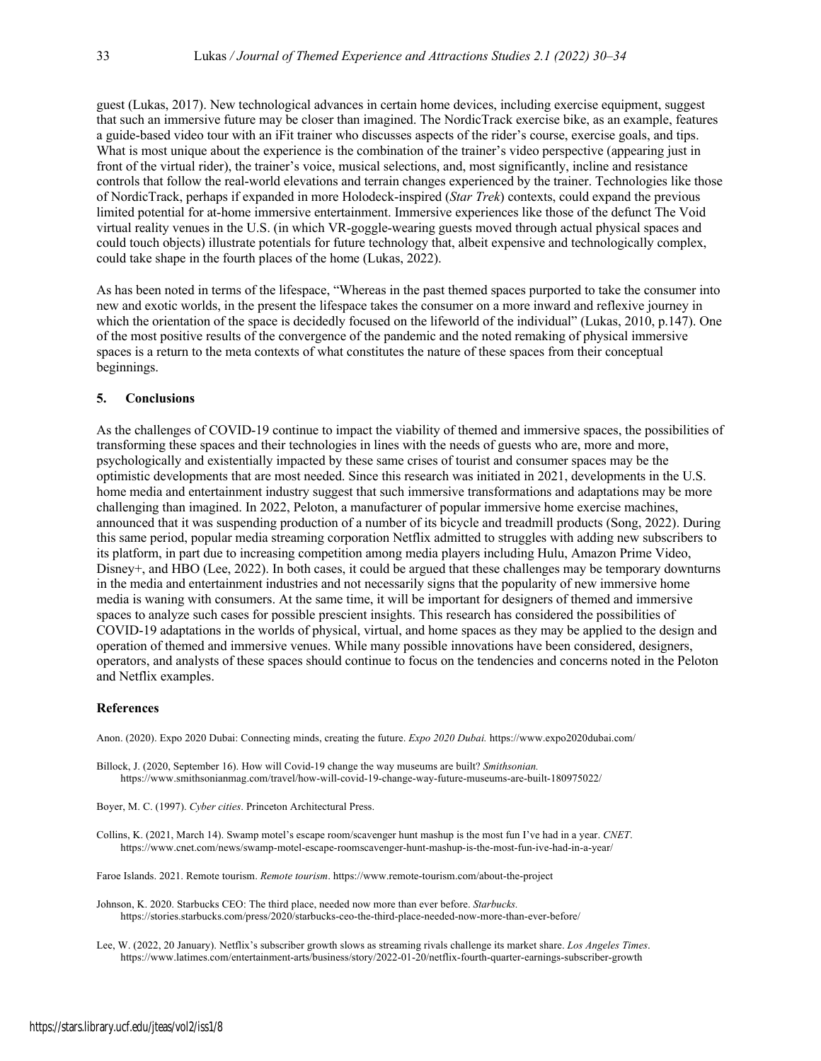guest (Lukas, 2017). New technological advances in certain home devices, including exercise equipment, suggest that such an immersive future may be closer than imagined. The NordicTrack exercise bike, as an example, features a guide-based video tour with an iFit trainer who discusses aspects of the rider's course, exercise goals, and tips. What is most unique about the experience is the combination of the trainer's video perspective (appearing just in front of the virtual rider), the trainer's voice, musical selections, and, most significantly, incline and resistance controls that follow the real-world elevations and terrain changes experienced by the trainer. Technologies like those of NordicTrack, perhaps if expanded in more Holodeck-inspired (*Star Trek*) contexts, could expand the previous limited potential for at-home immersive entertainment. Immersive experiences like those of the defunct The Void virtual reality venues in the U.S. (in which VR-goggle-wearing guests moved through actual physical spaces and could touch objects) illustrate potentials for future technology that, albeit expensive and technologically complex, could take shape in the fourth places of the home (Lukas, 2022).

As has been noted in terms of the lifespace, "Whereas in the past themed spaces purported to take the consumer into new and exotic worlds, in the present the lifespace takes the consumer on a more inward and reflexive journey in which the orientation of the space is decidedly focused on the lifeworld of the individual" (Lukas, 2010, p.147). One of the most positive results of the convergence of the pandemic and the noted remaking of physical immersive spaces is a return to the meta contexts of what constitutes the nature of these spaces from their conceptual beginnings.

## 5. Conclusions

As the challenges of COVID-19 continue to impact the viability of themed and immersive spaces, the possibilities of transforming these spaces and their technologies in lines with the needs of guests who are, more and more, psychologically and existentially impacted by these same crises of tourist and consumer spaces may be the optimistic developments that are most needed. Since this research was initiated in 2021, developments in the U.S. home media and entertainment industry suggest that such immersive transformations and adaptations may be more challenging than imagined. In 2022, Peloton, a manufacturer of popular immersive home exercise machines, announced that it was suspending production of a number of its bicycle and treadmill products (Song, 2022). During this same period, popular media streaming corporation Netflix admitted to struggles with adding new subscribers to its platform, in part due to increasing competition among media players including Hulu, Amazon Prime Video, Disney+, and HBO (Lee, 2022). In both cases, it could be argued that these challenges may be temporary downturns in the media and entertainment industries and not necessarily signs that the popularity of new immersive home media is waning with consumers. At the same time, it will be important for designers of themed and immersive spaces to analyze such cases for possible prescient insights. This research has considered the possibilities of COVID-19 adaptations in the worlds of physical, virtual, and home spaces as they may be applied to the design and operation of themed and immersive venues. While many possible innovations have been considered, designers, operators, and analysts of these spaces should continue to focus on the tendencies and concerns noted in the Peloton and Netflix examples.

## References

Anon. (2020). Expo 2020 Dubai: Connecting minds, creating the future. *Expo 2020 Dubai.* https://www.expo2020dubai.com/

Billock, J. (2020, September 16). How will Covid-19 change the way museums are built? *Smithsonian.* https://www.smithsonianmag.com/travel/how-will-covid-19-change-way-future-museums-are-built-180975022/

Boyer, M. C. (1997). *Cyber cities*. Princeton Architectural Press.

Collins, K. (2021, March 14). Swamp motel's escape room/scavenger hunt mashup is the most fun I've had in a year. *CNET*. https://www.cnet.com/news/swamp-motel-escape-roomscavenger-hunt-mashup-is-the-most-fun-ive-had-in-a-year/

Faroe Islands. 2021. Remote tourism. *Remote tourism*. https://www.remote-tourism.com/about-the-project

Johnson, K. 2020. Starbucks CEO: The third place, needed now more than ever before. *Starbucks.* https://stories.starbucks.com/press/2020/starbucks-ceo-the-third-place-needed-now-more-than-ever-before/

Lee, W. (2022, 20 January). Netflix's subscriber growth slows as streaming rivals challenge its market share. *Los Angeles Times*. https://www.latimes.com/entertainment-arts/business/story/2022-01-20/netflix-fourth-quarter-earnings-subscriber-growth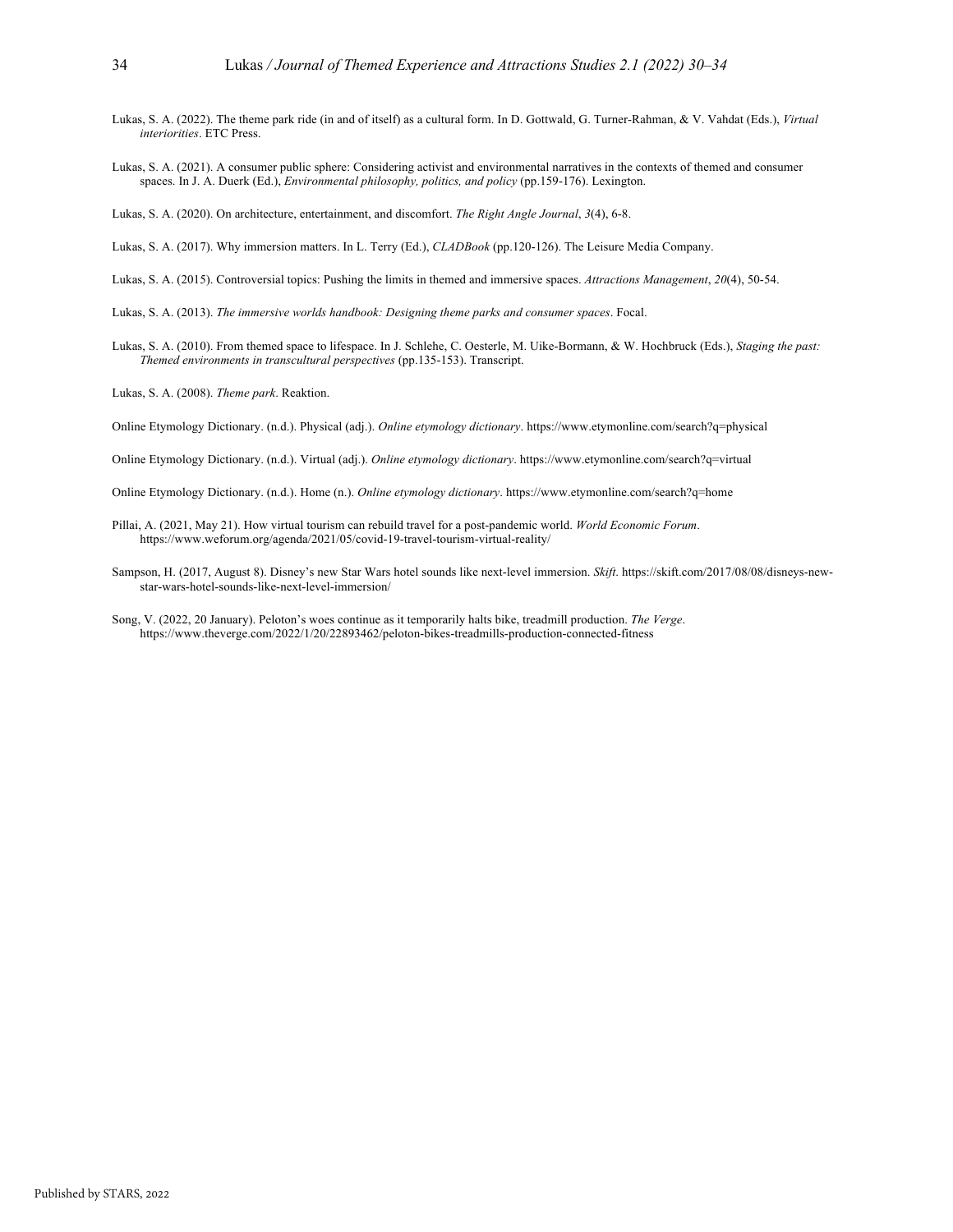Lukas, S. A. (2022). The theme park ride (in and of itself) as a cultural form. In D. Gottwald, G. Turner-Rahman, & V. Vahdat (Eds.), *Virtual interiorities*. ETC Press.

Lukas, S. A. (2021). A consumer public sphere: Considering activist and environmental narratives in the contexts of themed and consumer spaces. In J. A. Duerk (Ed.), *Environmental philosophy, politics, and policy* (pp.159-176). Lexington.

Lukas, S. A. (2020). On architecture, entertainment, and discomfort. *The Right Angle Journal*, *3*(4), 6-8.

Lukas, S. A. (2017). Why immersion matters. In L. Terry (Ed.), *CLADBook* (pp.120-126). The Leisure Media Company.

Lukas, S. A. (2015). Controversial topics: Pushing the limits in themed and immersive spaces. *Attractions Management*, *20*(4), 50-54.

Lukas, S. A. (2013). *The immersive worlds handbook: Designing theme parks and consumer spaces*. Focal.

Lukas, S. A. (2010). From themed space to lifespace. In J. Schlehe, C. Oesterle, M. Uike-Bormann, & W. Hochbruck (Eds.), *Staging the past: Themed environments in transcultural perspectives* (pp.135-153). Transcript.

Lukas, S. A. (2008). *Theme park*. Reaktion.

Online Etymology Dictionary. (n.d.). Physical (adj.). *Online etymology dictionary*. https://www.etymonline.com/search?q=physical

Online Etymology Dictionary. (n.d.). Virtual (adj.). *Online etymology dictionary*. https://www.etymonline.com/search?q=virtual

Online Etymology Dictionary. (n.d.). Home (n.). *Online etymology dictionary*. https://www.etymonline.com/search?q=home

Pillai, A. (2021, May 21). How virtual tourism can rebuild travel for a post-pandemic world. *World Economic Forum*. https://www.weforum.org/agenda/2021/05/covid-19-travel-tourism-virtual-reality/

Sampson, H. (2017, August 8). Disney's new Star Wars hotel sounds like next-level immersion. *Skift*. https://skift.com/2017/08/08/disneys-new-star-wars-hotel-sounds-like-next-level-immersion/

Song, V. (2022, 20 January). Peloton's woes continue as it temporarily halts bike, treadmill production. *The Verge*. https://www.theverge.com/2022/1/20/22893462/peloton-bikes-treadmills-production-connected-fitness